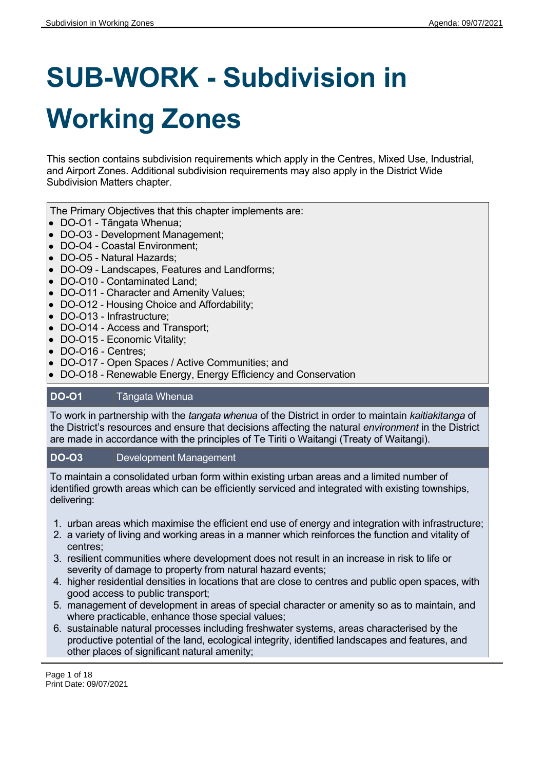# SUB-WORK - Subdivision in Working Zones

This section contains subdivision requirements which apply in the Centres, Mixed Use, Industrial, and Airport Zones. Additional subdivision requirements may also apply in the District Wide Subdivision Matters chapter.

The Primary Objectives that this chapter implements are:

- DO-O1 - Tāngata Whenua;
- DO-O3 - Development Management;
- DO-O4 - Coastal Environment;
- DO-O5 - Natural Hazards;
- DO-O9 - Landscapes, Features and Landforms;
- DO-O10 - Contaminated Land;
- DO-O11 - Character and Amenity Values;
- DO-O12 - Housing Choice and Affordability;
- DO-O13 - Infrastructure;
- DO-O14 - Access and Transport;
- DO-O15 - Economic Vitality;
- DO-O16 - Centres;
- DO-O17 - Open Spaces / Active Communities; and
- DO-O18 - Renewable Energy, Energy Efficiency and Conservation

| **DO-O1** | Tāngata Whenua |
|---|---|

To work in partnership with the *tangata whenua* of the District in order to maintain *kaitiakitanga* of the District's resources and ensure that decisions affecting the natural *environment* in the District are made in accordance with the principles of Te Tiriti o Waitangi (Treaty of Waitangi).

| **DO-O3** | Development Management |
|---|---|

To maintain a consolidated urban form within existing urban areas and a limited number of identified growth areas which can be efficiently serviced and integrated with existing townships, delivering:

1. urban areas which maximise the efficient end use of energy and integration with infrastructure;
2. a variety of living and working areas in a manner which reinforces the function and vitality of centres;
3. resilient communities where development does not result in an increase in risk to life or severity of damage to property from natural hazard events;
4. higher residential densities in locations that are close to centres and public open spaces, with good access to public transport;
5. management of development in areas of special character or amenity so as to maintain, and where practicable, enhance those special values;
6. sustainable natural processes including freshwater systems, areas characterised by the productive potential of the land, ecological integrity, identified landscapes and features, and other places of significant natural amenity;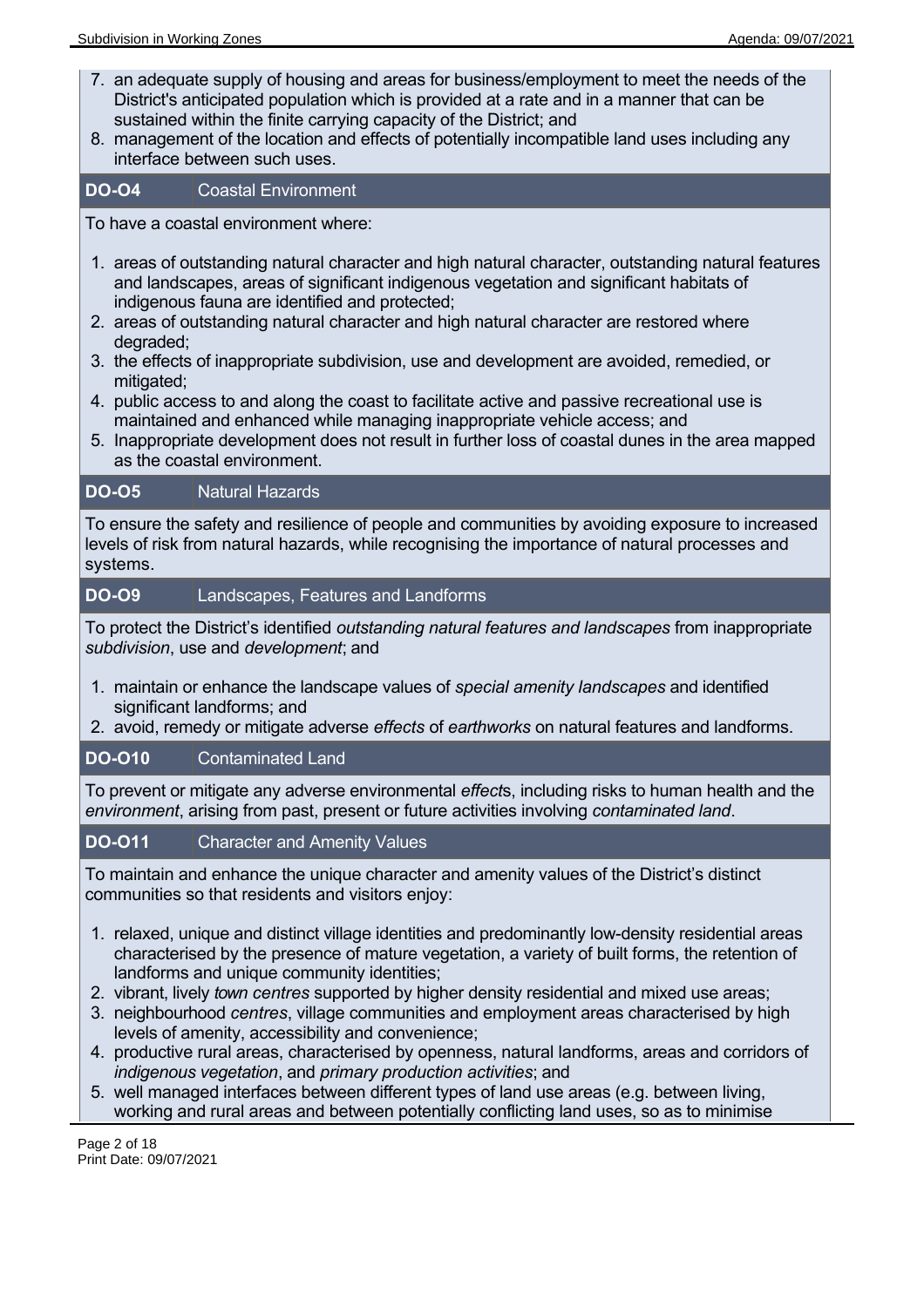7. an adequate supply of housing and areas for business/employment to meet the needs of the District's anticipated population which is provided at a rate and in a manner that can be sustained within the finite carrying capacity of the District; and
8. management of the location and effects of potentially incompatible land uses including any interface between such uses.

## DO-O4 Coastal Environment

To have a coastal environment where:

1. areas of outstanding natural character and high natural character, outstanding natural features and landscapes, areas of significant indigenous vegetation and significant habitats of indigenous fauna are identified and protected;
2. areas of outstanding natural character and high natural character are restored where degraded;
3. the effects of inappropriate subdivision, use and development are avoided, remedied, or mitigated;
4. public access to and along the coast to facilitate active and passive recreational use is maintained and enhanced while managing inappropriate vehicle access; and
5. Inappropriate development does not result in further loss of coastal dunes in the area mapped as the coastal environment.

## DO-O5 Natural Hazards

To ensure the safety and resilience of people and communities by avoiding exposure to increased levels of risk from natural hazards, while recognising the importance of natural processes and systems.

## DO-O9 Landscapes, Features and Landforms

To protect the District's identified *outstanding natural features and landscapes* from inappropriate *subdivision*, use and *development*; and

1. maintain or enhance the landscape values of *special amenity landscapes* and identified significant landforms; and
2. avoid, remedy or mitigate adverse *effects* of *earthworks* on natural features and landforms.

## DO-O10 Contaminated Land

To prevent or mitigate any adverse environmental *effect*s, including risks to human health and the *environment*, arising from past, present or future activities involving *contaminated land*.

## DO-O11 Character and Amenity Values

To maintain and enhance the unique character and amenity values of the District's distinct communities so that residents and visitors enjoy:

1. relaxed, unique and distinct village identities and predominantly low-density residential areas characterised by the presence of mature vegetation, a variety of built forms, the retention of landforms and unique community identities;
2. vibrant, lively *town centres* supported by higher density residential and mixed use areas;
3. neighbourhood *centres*, village communities and employment areas characterised by high levels of amenity, accessibility and convenience;
4. productive rural areas, characterised by openness, natural landforms, areas and corridors of *indigenous vegetation*, and *primary production activities*; and
5. well managed interfaces between different types of land use areas (e.g. between living, working and rural areas and between potentially conflicting land uses, so as to minimise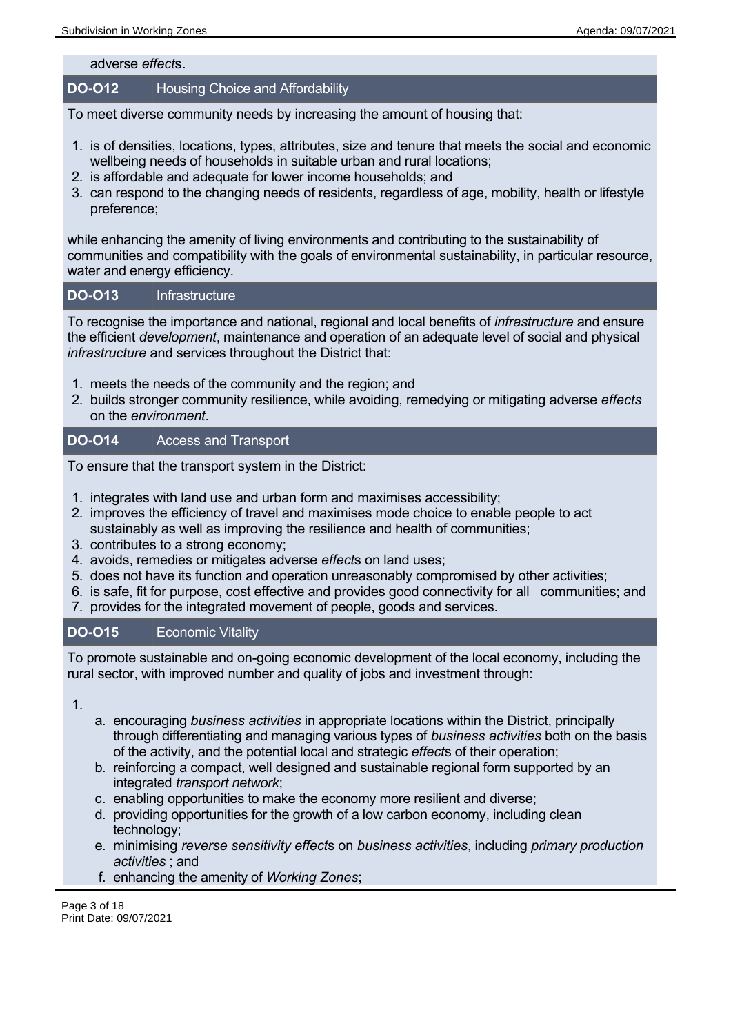adverse *effect*s.

### DO-O12 Housing Choice and Affordability

To meet diverse community needs by increasing the amount of housing that:

1. is of densities, locations, types, attributes, size and tenure that meets the social and economic wellbeing needs of households in suitable urban and rural locations;
2. is affordable and adequate for lower income households; and
3. can respond to the changing needs of residents, regardless of age, mobility, health or lifestyle preference;

while enhancing the amenity of living environments and contributing to the sustainability of communities and compatibility with the goals of environmental sustainability, in particular resource, water and energy efficiency.

### DO-O13 Infrastructure

To recognise the importance and national, regional and local benefits of *infrastructure* and ensure the efficient *development*, maintenance and operation of an adequate level of social and physical *infrastructure* and services throughout the District that:

1. meets the needs of the community and the region; and
2. builds stronger community resilience, while avoiding, remedying or mitigating adverse *effects* on the *environment*.

### DO-O14 Access and Transport

To ensure that the transport system in the District:

1. integrates with land use and urban form and maximises accessibility;
2. improves the efficiency of travel and maximises mode choice to enable people to act sustainably as well as improving the resilience and health of communities;
3. contributes to a strong economy;
4. avoids, remedies or mitigates adverse *effect*s on land uses;
5. does not have its function and operation unreasonably compromised by other activities;
6. is safe, fit for purpose, cost effective and provides good connectivity for all communities; and
7. provides for the integrated movement of people, goods and services.

### DO-O15 Economic Vitality

To promote sustainable and on-going economic development of the local economy, including the rural sector, with improved number and quality of jobs and investment through:

1. 
    a. encouraging *business activities* in appropriate locations within the District, principally through differentiating and managing various types of *business activities* both on the basis of the activity, and the potential local and strategic *effect*s of their operation;
    b. reinforcing a compact, well designed and sustainable regional form supported by an integrated *transport network*;
    c. enabling opportunities to make the economy more resilient and diverse;
    d. providing opportunities for the growth of a low carbon economy, including clean technology;
    e. minimising *reverse sensitivity effect*s on *business activities*, including *primary production activities* ; and
    f. enhancing the amenity of *Working Zones*;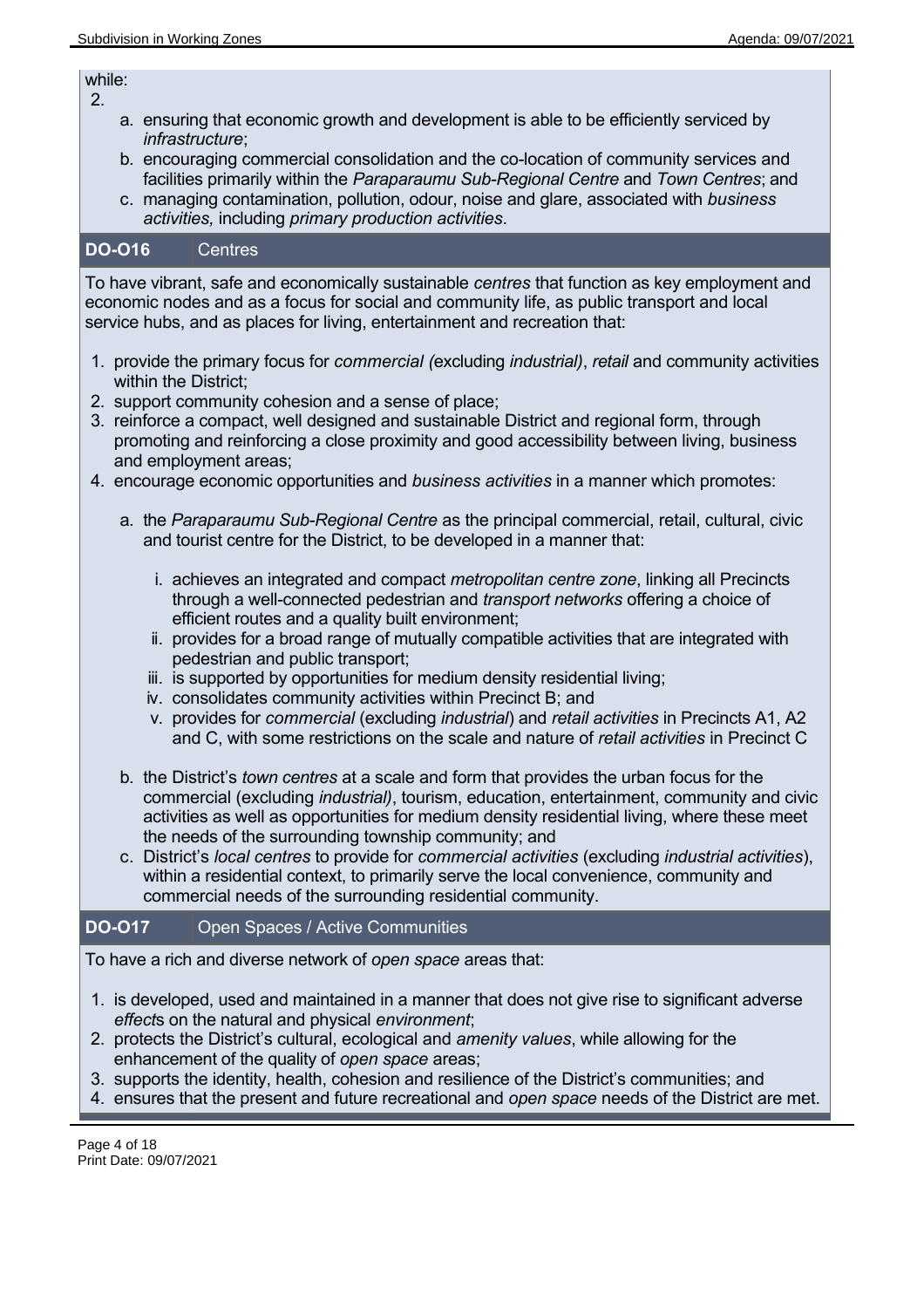while:

2.
   a. ensuring that economic growth and development is able to be efficiently serviced by *infrastructure*;
   b. encouraging commercial consolidation and the co-location of community services and facilities primarily within the *Paraparaumu Sub-Regional Centre* and *Town Centres*; and
   c. managing contamination, pollution, odour, noise and glare, associated with *business activities,* including *primary production activities*.

## DO-O16 Centres

To have vibrant, safe and economically sustainable *centres* that function as key employment and economic nodes and as a focus for social and community life, as public transport and local service hubs, and as places for living, entertainment and recreation that:

1. provide the primary focus for *commercial (*excluding *industrial)*, *retail* and community activities within the District;
2. support community cohesion and a sense of place;
3. reinforce a compact, well designed and sustainable District and regional form, through promoting and reinforcing a close proximity and good accessibility between living, business and employment areas;
4. encourage economic opportunities and *business activities* in a manner which promotes:
   a. the *Paraparaumu Sub-Regional Centre* as the principal commercial, retail, cultural, civic and tourist centre for the District, to be developed in a manner that:
      i. achieves an integrated and compact *metropolitan centre zone*, linking all Precincts through a well-connected pedestrian and *transport networks* offering a choice of efficient routes and a quality built environment;
      ii. provides for a broad range of mutually compatible activities that are integrated with pedestrian and public transport;
      iii. is supported by opportunities for medium density residential living;
      iv. consolidates community activities within Precinct B; and
      v. provides for *commercial* (excluding *industrial*) and *retail activities* in Precincts A1, A2 and C, with some restrictions on the scale and nature of *retail activities* in Precinct C
   b. the District's *town centres* at a scale and form that provides the urban focus for the commercial (excluding *industrial)*, tourism, education, entertainment, community and civic activities as well as opportunities for medium density residential living, where these meet the needs of the surrounding township community; and
   c. District's *local centres* to provide for *commercial activities* (excluding *industrial activities*), within a residential context, to primarily serve the local convenience, community and commercial needs of the surrounding residential community.

## DO-O17 Open Spaces / Active Communities

To have a rich and diverse network of *open space* areas that:

1. is developed, used and maintained in a manner that does not give rise to significant adverse *effect*s on the natural and physical *environment*;
2. protects the District's cultural, ecological and *amenity values*, while allowing for the enhancement of the quality of *open space* areas;
3. supports the identity, health, cohesion and resilience of the District's communities; and
4. ensures that the present and future recreational and *open space* needs of the District are met.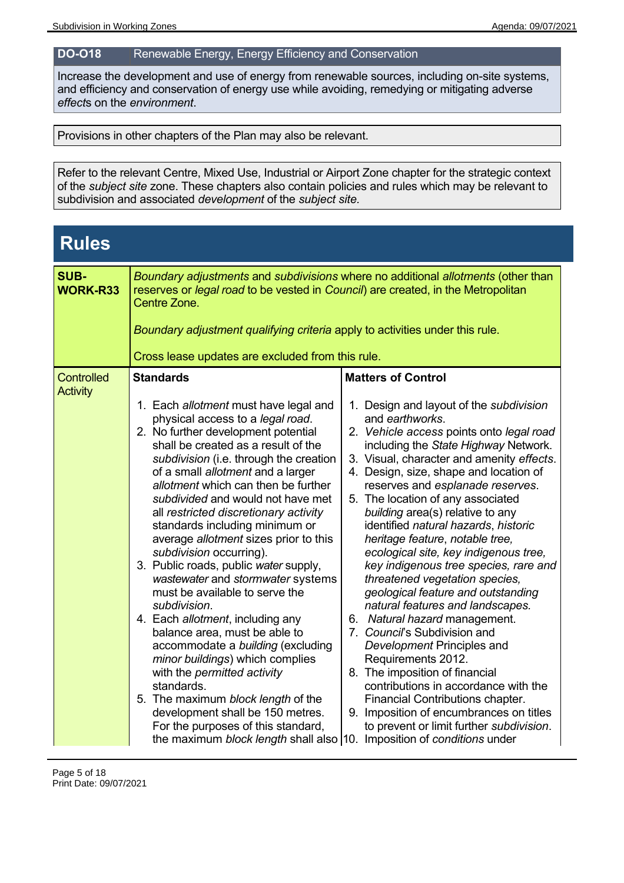| **DO-O18** | Renewable Energy, Energy Efficiency and Conservation |
|---|---|
| Increase the development and use of energy from renewable sources, including on-site systems, and efficiency and conservation of energy use while avoiding, remedying or mitigating adverse *effects* on the *environment*. | |

Provisions in other chapters of the Plan may also be relevant.

Refer to the relevant Centre, Mixed Use, Industrial or Airport Zone chapter for the strategic context of the *subject site* zone. These chapters also contain policies and rules which may be relevant to subdivision and associated *development* of the *subject site*.

# Rules

| **SUB-WORK-R33** | *Boundary adjustments* and *subdivisions* where no additional *allotments* (other than reserves or *legal road* to be vested in *Council*) are created, in the Metropolitan Centre Zone.<br><br>*Boundary adjustment qualifying criteria* apply to activities under this rule.<br><br>Cross lease updates are excluded from this rule. | |
|---|---|---|
| Controlled Activity | **Standards**<br><br>1. Each *allotment* must have legal and physical access to a *legal road*.<br>2. No further development potential shall be created as a result of the *subdivision* (i.e. through the creation of a small *allotment* and a larger *allotment* which can then be further *subdivided* and would not have met all *restricted discretionary activity* standards including minimum or average *allotment* sizes prior to this *subdivision* occurring).<br>3. Public roads, public *water* supply, *wastewater* and *stormwater* systems must be available to serve the *subdivision*.<br>4. Each *allotment*, including any balance area, must be able to accommodate a *building* (excluding *minor buildings*) which complies with the *permitted activity* standards.<br>5. The maximum *block length* of the development shall be 150 metres. For the purposes of this standard, the maximum *block length* shall also | **Matters of Control**<br><br>1. Design and layout of the *subdivision* and *earthworks*.<br>2. *Vehicle access* points onto *legal road* including the *State Highway* Network.<br>3. Visual, character and amenity *effects*.<br>4. Design, size, shape and location of reserves and *esplanade reserves*.<br>5. The location of any associated *building* area(s) relative to any identified *natural hazards*, *historic heritage feature*, *notable tree, ecological site, key indigenous tree, key indigenous tree species, rare and threatened vegetation species, geological feature and outstanding natural features and landscapes.*<br>6. *Natural hazard* management.<br>7. *Council*'s Subdivision and *Development* Principles and Requirements 2012.<br>8. The imposition of financial contributions in accordance with the Financial Contributions chapter.<br>9. Imposition of encumbrances on titles to prevent or limit further *subdivision*.<br>10. Imposition of *conditions* under |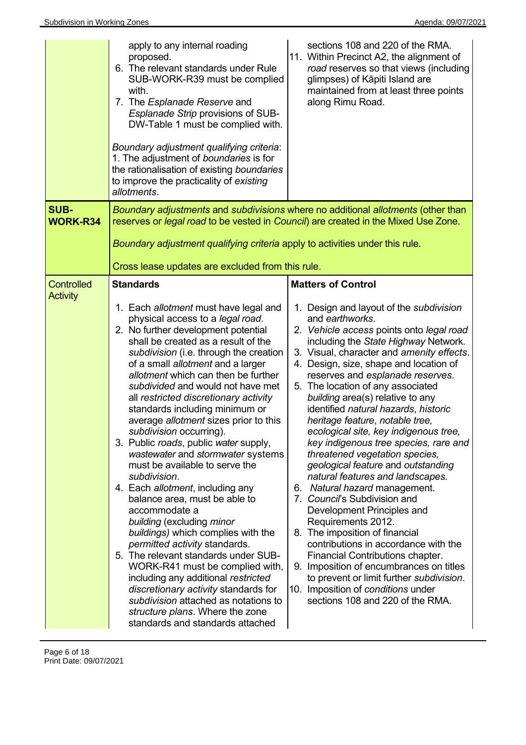| | | |
|---|---|---|
| | apply to any internal roading proposed.<br>6. The relevant standards under Rule SUB-WORK-R39 must be complied with.<br>7. The *Esplanade Reserve* and *Esplanade Strip* provisions of SUB-DW-Table 1 must be complied with.<br><br>*Boundary adjustment qualifying criteria*:<br>1. The adjustment of *boundaries* is for the rationalisation of existing *boundaries* to improve the practicality of *existing allotments*. | sections 108 and 220 of the RMA.<br>11. Within Precinct A2, the alignment of *road* reserves so that views (including glimpses) of Kāpiti Island are maintained from at least three points along Rimu Road. |
| **SUB-WORK-R34** | *Boundary adjustments* and *subdivisions* where no additional *allotments* (other than reserves or *legal road* to be vested in *Council*) are created in the Mixed Use Zone.<br><br>*Boundary adjustment qualifying criteria* apply to activities under this rule.<br><br>Cross lease updates are excluded from this rule. | |
| Controlled Activity | **Standards**<br><br>1. Each *allotment* must have legal and physical access to a *legal road*.<br>2. No further development potential shall be created as a result of the *subdivision* (i.e. through the creation of a small *allotment* and a larger *allotment* which can then be further *subdivided* and would not have met all *restricted discretionary activity* standards including minimum or average *allotment* sizes prior to this *subdivision* occurring).<br>3. Public *roads*, public *water* supply, *wastewater* and *stormwater* systems must be available to serve the *subdivision*.<br>4. Each *allotment*, including any balance area, must be able to accommodate a *building* (excluding *minor buildings)* which complies with the *permitted activity* standards.<br>5. The relevant standards under SUB-WORK-R41 must be complied with, including any additional *restricted discretionary activity* standards for *subdivision* attached as notations to *structure plans*. Where the zone standards and standards attached | **Matters of Control**<br><br>1. Design and layout of the *subdivision* and *earthworks*.<br>2. *Vehicle access* points onto *legal road* including the *State Highway* Network.<br>3. Visual, character and *amenity effects*.<br>4. Design, size, shape and location of reserves and *esplanade reserves*.<br>5. The location of any associated *building* area(s) relative to any identified *natural hazards*, *historic heritage feature*, *notable tree, ecological site, key indigenous tree, key indigenous tree species, rare and threatened vegetation species, geological feature* and *outstanding natural features and landscapes.*<br>6. *Natural hazard* management.<br>7. *Council*'s Subdivision and Development Principles and Requirements 2012.<br>8. The imposition of financial contributions in accordance with the Financial Contributions chapter.<br>9. Imposition of encumbrances on titles to prevent or limit further *subdivision*.<br>10. Imposition of *conditions* under sections 108 and 220 of the RMA. |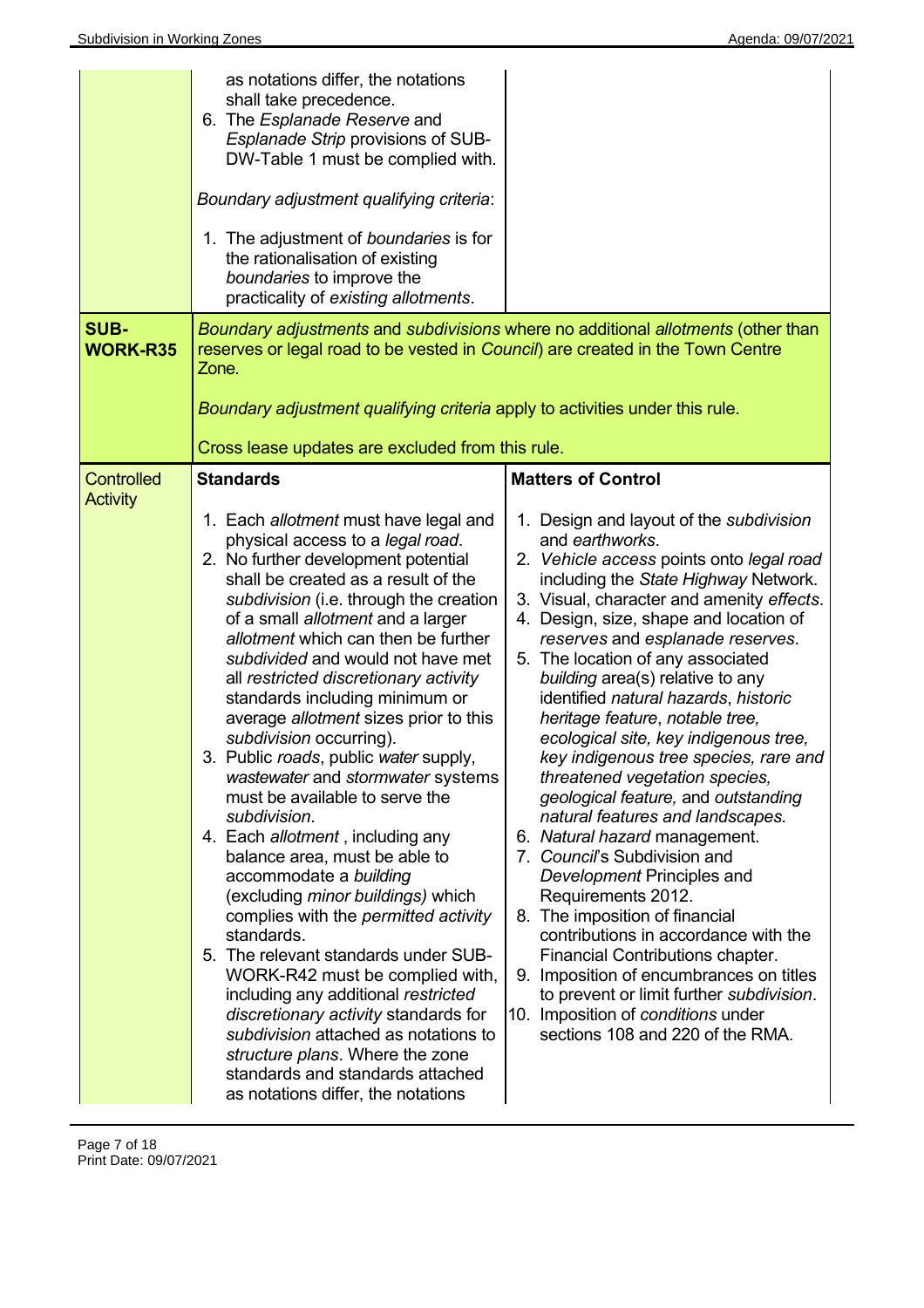| | | |
|---|---|---|
| | as notations differ, the notations shall take precedence.<br>6. The *Esplanade Reserve* and *Esplanade Strip* provisions of SUB-DW-Table 1 must be complied with.<br><br>*Boundary adjustment qualifying criteria*:<br><br>1. The adjustment of *boundaries* is for the rationalisation of existing *boundaries* to improve the practicality of *existing allotments*. | |
| **SUB-WORK-R35** | *Boundary adjustments* and *subdivisions* where no additional *allotments* (other than reserves or legal road to be vested in *Council*) are created in the Town Centre Zone.<br><br>*Boundary adjustment qualifying criteria* apply to activities under this rule.<br><br>Cross lease updates are excluded from this rule. | |
| Controlled Activity | **Standards**<br><br>1. Each *allotment* must have legal and physical access to a *legal road*.<br>2. No further development potential shall be created as a result of the *subdivision* (i.e. through the creation of a small *allotment* and a larger *allotment* which can then be further *subdivided* and would not have met all *restricted discretionary activity* standards including minimum or average *allotment* sizes prior to this *subdivision* occurring).<br>3. Public *roads*, public *water* supply, *wastewater* and *stormwater* systems must be available to serve the *subdivision*.<br>4. Each *allotment* , including any balance area, must be able to accommodate a *building* (excluding *minor buildings)* which complies with the *permitted activity* standards.<br>5. The relevant standards under SUB-WORK-R42 must be complied with, including any additional *restricted discretionary activity* standards for *subdivision* attached as notations to *structure plans*. Where the zone standards and standards attached as notations differ, the notations | **Matters of Control**<br><br>1. Design and layout of the *subdivision* and *earthworks*.<br>2. *Vehicle access* points onto *legal road* including the *State Highway* Network.<br>3. Visual, character and amenity *effects*.<br>4. Design, size, shape and location of *reserves* and *esplanade reserves*.<br>5. The location of any associated *building* area(s) relative to any identified *natural hazards*, *historic heritage feature*, *notable tree, ecological site, key indigenous tree, key indigenous tree species, rare and threatened vegetation species, geological feature,* and *outstanding natural features and landscapes.*<br>6. *Natural hazard* management.<br>7. *Council*'s Subdivision and *Development* Principles and Requirements 2012.<br>8. The imposition of financial contributions in accordance with the Financial Contributions chapter.<br>9. Imposition of encumbrances on titles to prevent or limit further *subdivision*.<br>10. Imposition of *conditions* under sections 108 and 220 of the RMA. |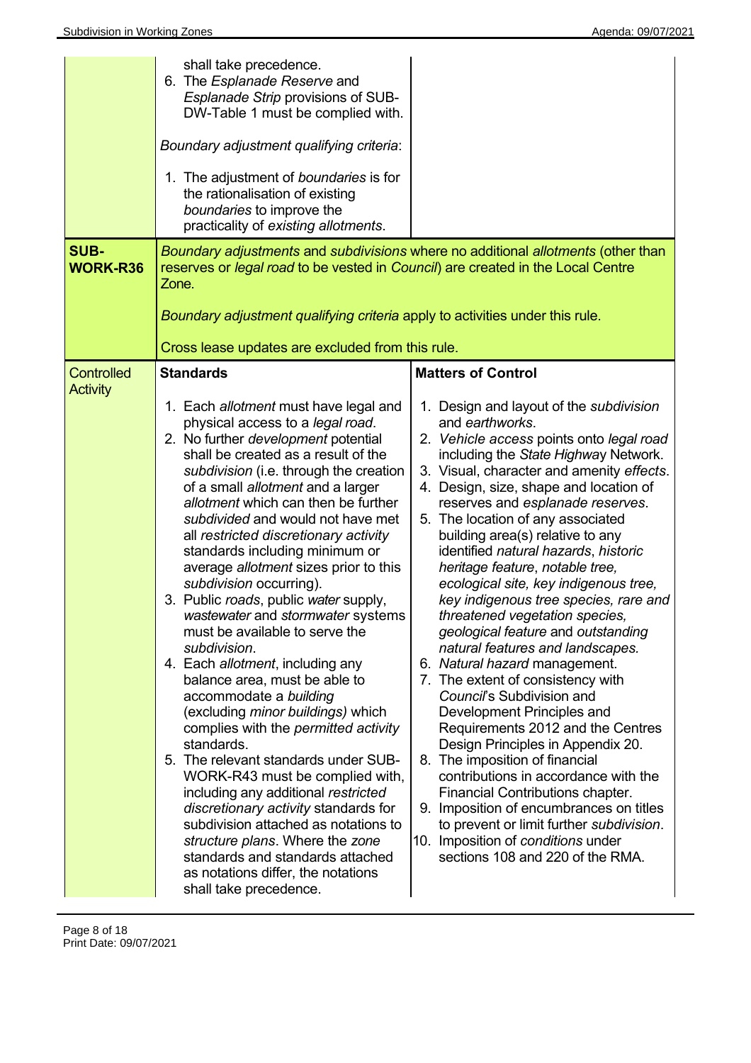| | | |
|---|---|---|
| | shall take precedence.<br>6. The *Esplanade Reserve* and *Esplanade Strip* provisions of SUB-DW-Table 1 must be complied with.<br><br>*Boundary adjustment qualifying criteria*:<br><br>1. The adjustment of *boundaries* is for the rationalisation of existing *boundaries* to improve the practicality of *existing allotments*. | |
| **SUB-WORK-R36** | *Boundary adjustments* and *subdivisions* where no additional *allotments* (other than reserves or *legal road* to be vested in *Council*) are created in the Local Centre Zone.<br><br>*Boundary adjustment qualifying criteria* apply to activities under this rule.<br><br>Cross lease updates are excluded from this rule. | |
| Controlled Activity | **Standards**<br><br>1. Each *allotment* must have legal and physical access to a *legal road*.<br>2. No further *development* potential shall be created as a result of the *subdivision* (i.e. through the creation of a small *allotment* and a larger *allotment* which can then be further *subdivided* and would not have met all *restricted discretionary activity* standards including minimum or average *allotment* sizes prior to this *subdivision* occurring).<br>3. Public *roads*, public *water* supply, *wastewater* and *stormwater* systems must be available to serve the *subdivision*.<br>4. Each *allotment*, including any balance area, must be able to accommodate a *building* (excluding *minor buildings)* which complies with the *permitted activity* standards.<br>5. The relevant standards under SUB-WORK-R43 must be complied with, including any additional *restricted discretionary activity* standards for subdivision attached as notations to *structure plans*. Where the *zone* standards and standards attached as notations differ, the notations shall take precedence. | **Matters of Control**<br><br>1. Design and layout of the *subdivision* and *earthworks*.<br>2. *Vehicle access* points onto *legal road* including the *State Highway* Network.<br>3. Visual, character and amenity *effects*.<br>4. Design, size, shape and location of reserves and *esplanade reserves*.<br>5. The location of any associated building area(s) relative to any identified *natural hazards*, *historic heritage feature*, *notable tree, ecological site, key indigenous tree, key indigenous tree species, rare and threatened vegetation species, geological feature* and *outstanding natural features and landscapes.*<br>6. *Natural hazard* management.<br>7. The extent of consistency with *Council*'s Subdivision and Development Principles and Requirements 2012 and the Centres Design Principles in Appendix 20.<br>8. The imposition of financial contributions in accordance with the Financial Contributions chapter.<br>9. Imposition of encumbrances on titles to prevent or limit further *subdivision*.<br>10. Imposition of *conditions* under sections 108 and 220 of the RMA. |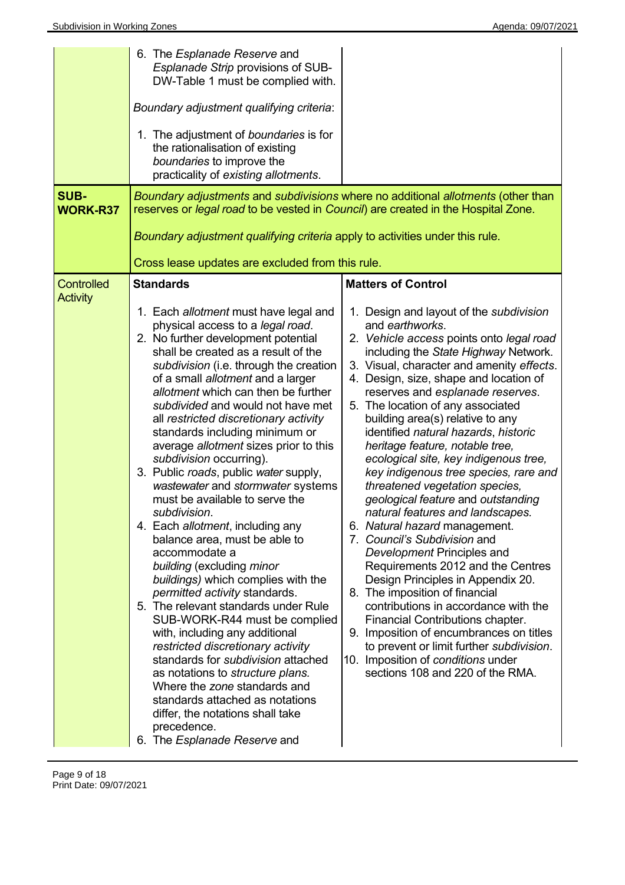| | | |
|---|---|---|
| | 6. The *Esplanade Reserve* and *Esplanade Strip* provisions of SUB-DW-Table 1 must be complied with.<br><br>*Boundary adjustment qualifying criteria*:<br><br>1. The adjustment of *boundaries* is for the rationalisation of existing *boundaries* to improve the practicality of *existing allotments*. | |
| **SUB-WORK-R37** | *Boundary adjustments* and *subdivisions* where no additional *allotments* (other than reserves or *legal road* to be vested in *Council*) are created in the Hospital Zone.<br><br>*Boundary adjustment qualifying criteria* apply to activities under this rule.<br><br>Cross lease updates are excluded from this rule. | |
| Controlled Activity | **Standards**<br><br>1. Each *allotment* must have legal and physical access to a *legal road*.<br>2. No further development potential shall be created as a result of the *subdivision* (i.e. through the creation of a small *allotment* and a larger *allotment* which can then be further *subdivided* and would not have met all *restricted discretionary activity* standards including minimum or average *allotment* sizes prior to this *subdivision* occurring).<br>3. Public *roads*, public *water* supply, *wastewater* and *stormwater* systems must be available to serve the *subdivision*.<br>4. Each *allotment*, including any balance area, must be able to accommodate a *building* (excluding *minor buildings)* which complies with the *permitted activity* standards.<br>5. The relevant standards under Rule SUB-WORK-R44 must be complied with, including any additional *restricted discretionary activity* standards for *subdivision* attached as notations to *structure plans.* Where the *zone* standards and standards attached as notations differ, the notations shall take precedence.<br>6. The *Esplanade Reserve* and | **Matters of Control**<br><br>1. Design and layout of the *subdivision* and *earthworks*.<br>2. *Vehicle access* points onto *legal road* including the *State Highway* Network.<br>3. Visual, character and amenity *effects*.<br>4. Design, size, shape and location of reserves and *esplanade reserves*.<br>5. The location of any associated building area(s) relative to any identified *natural hazards*, *historic heritage feature, notable tree, ecological site, key indigenous tree, key indigenous tree species, rare and threatened vegetation species, geological feature* and *outstanding natural features and landscapes.*<br>6. *Natural hazard* management.<br>7. *Council's Subdivision* and *Development* Principles and Requirements 2012 and the Centres Design Principles in Appendix 20.<br>8. The imposition of financial contributions in accordance with the Financial Contributions chapter.<br>9. Imposition of encumbrances on titles to prevent or limit further *subdivision*.<br>10. Imposition of *conditions* under sections 108 and 220 of the RMA. |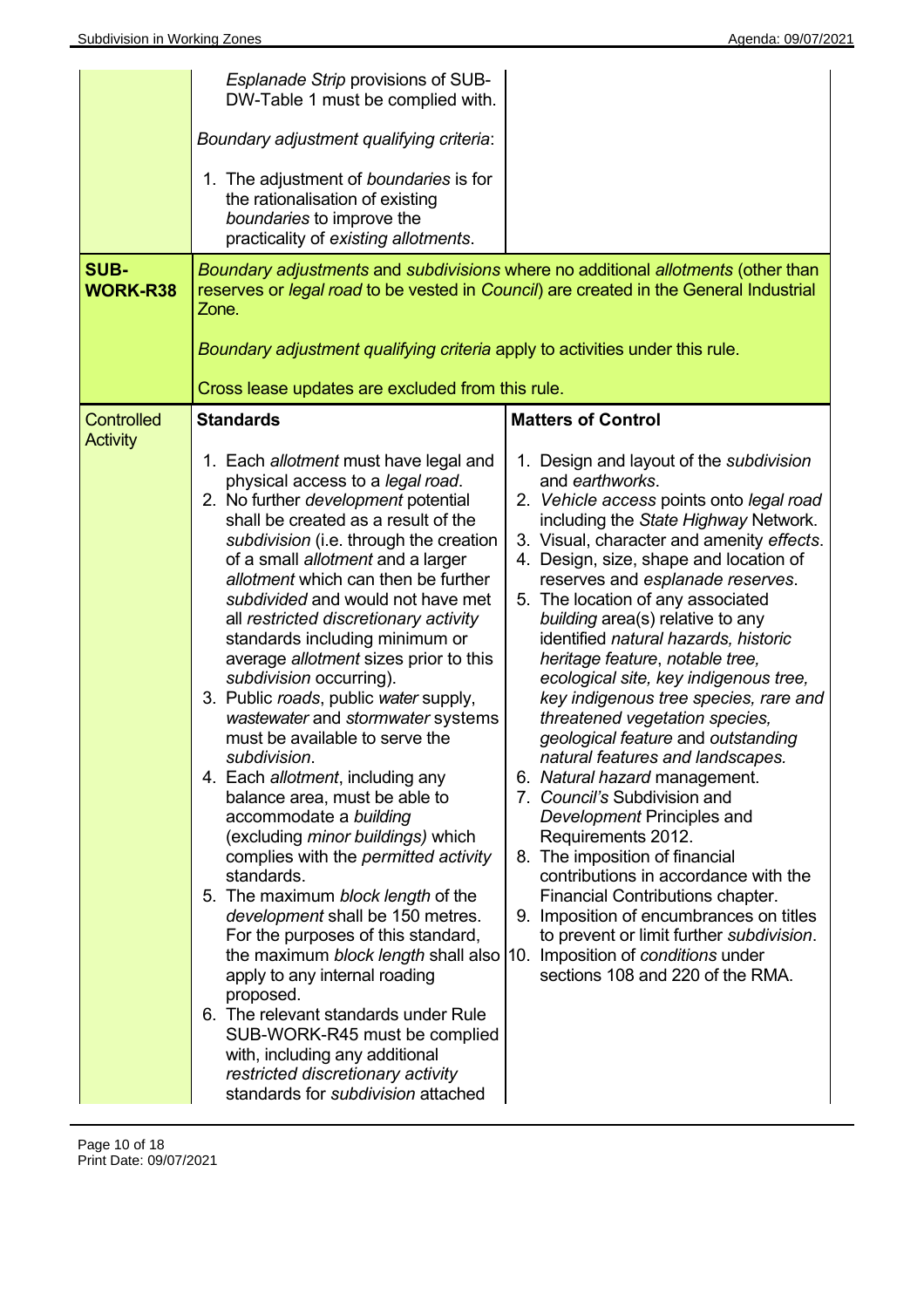| | | |
|---|---|---|
| | *Esplanade Strip* provisions of SUB-DW-Table 1 must be complied with.<br><br>*Boundary adjustment qualifying criteria*:<br><br>1. The adjustment of *boundaries* is for the rationalisation of existing *boundaries* to improve the practicality of *existing allotments*. | |
| **SUB-WORK-R38** | *Boundary adjustments* and *subdivisions* where no additional *allotments* (other than reserves or *legal road* to be vested in *Council*) are created in the General Industrial Zone.<br><br>*Boundary adjustment qualifying criteria* apply to activities under this rule.<br><br>Cross lease updates are excluded from this rule. | |
| Controlled Activity | **Standards**<br><br>1. Each *allotment* must have legal and physical access to a *legal road*.<br>2. No further *development* potential shall be created as a result of the *subdivision* (i.e. through the creation of a small *allotment* and a larger *allotment* which can then be further *subdivided* and would not have met all *restricted discretionary activity* standards including minimum or average *allotment* sizes prior to this *subdivision* occurring).<br>3. Public *roads*, public *water* supply, *wastewater* and *stormwater* systems must be available to serve the *subdivision*.<br>4. Each *allotment*, including any balance area, must be able to accommodate a *building* (excluding *minor buildings)* which complies with the *permitted activity* standards.<br>5. The maximum *block length* of the *development* shall be 150 metres. For the purposes of this standard, the maximum *block length* shall also apply to any internal roading proposed.<br>6. The relevant standards under Rule SUB-WORK-R45 must be complied with, including any additional *restricted discretionary activity* standards for *subdivision* attached | **Matters of Control**<br><br>1. Design and layout of the *subdivision* and *earthworks*.<br>2. *Vehicle access* points onto *legal road* including the *State Highway* Network.<br>3. Visual, character and amenity *effects*.<br>4. Design, size, shape and location of reserves and *esplanade reserves*.<br>5. The location of any associated *building* area(s) relative to any identified *natural hazards, historic heritage feature*, *notable tree, ecological site, key indigenous tree, key indigenous tree species, rare and threatened vegetation species, geological feature* and *outstanding natural features and landscapes.*<br>6. *Natural hazard* management.<br>7. *Council's* Subdivision and *Development* Principles and Requirements 2012.<br>8. The imposition of financial contributions in accordance with the Financial Contributions chapter.<br>9. Imposition of encumbrances on titles to prevent or limit further *subdivision*.<br>10. Imposition of *conditions* under sections 108 and 220 of the RMA. |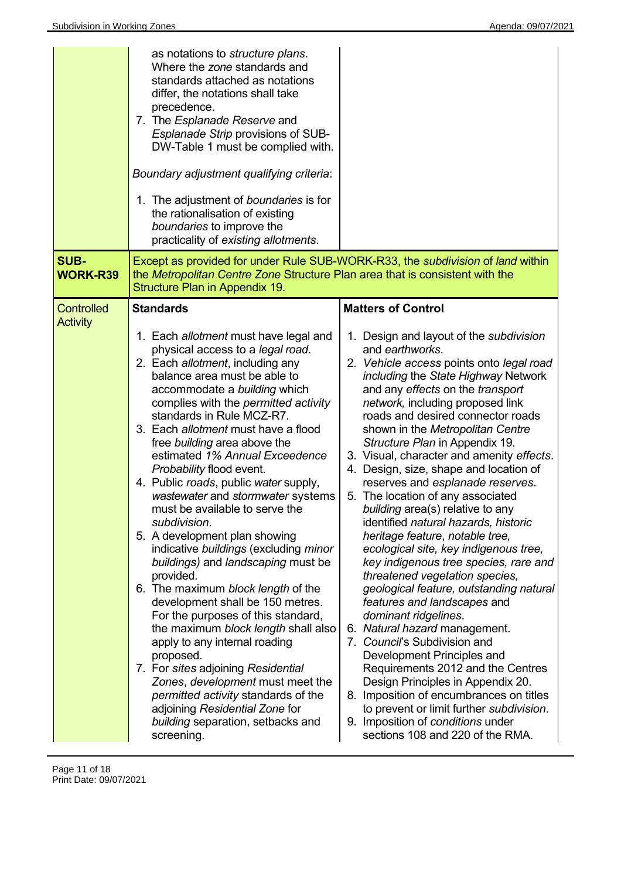| | | |
|---|---|---|
| | as notations to *structure plans*. Where the *zone* standards and standards attached as notations differ, the notations shall take precedence.<br>7. The *Esplanade Reserve* and *Esplanade Strip* provisions of SUB-DW-Table 1 must be complied with.<br><br>*Boundary adjustment qualifying criteria*:<br><br>1. The adjustment of *boundaries* is for the rationalisation of existing *boundaries* to improve the practicality of *existing allotments*. | |
| **SUB-WORK-R39** | Except as provided for under Rule SUB-WORK-R33, the *subdivision* of *land* within the *Metropolitan Centre Zone* Structure Plan area that is consistent with the Structure Plan in Appendix 19. | |
| Controlled Activity | **Standards**<br><br>1. Each *allotment* must have legal and physical access to a *legal road*.<br>2. Each *allotment*, including any balance area must be able to accommodate a *building* which complies with the *permitted activity* standards in Rule MCZ-R7.<br>3. Each *allotment* must have a flood free *building* area above the estimated *1% Annual Exceedence Probability* flood event.<br>4. Public *roads*, public *water* supply, *wastewater* and *stormwater* systems must be available to serve the *subdivision*.<br>5. A development plan showing indicative *buildings* (excluding *minor buildings)* and *landscaping* must be provided.<br>6. The maximum *block length* of the development shall be 150 metres. For the purposes of this standard, the maximum *block length* shall also apply to any internal roading proposed.<br>7. For *sites* adjoining *Residential Zones*, *development* must meet the *permitted activity* standards of the adjoining *Residential Zone* for *building* separation, setbacks and screening. | **Matters of Control**<br><br>1. Design and layout of the *subdivision* and *earthworks*.<br>2. *Vehicle access* points onto *legal road including* the *State Highway* Network and any *effects* on the *transport network,* including proposed link roads and desired connector roads shown in the *Metropolitan Centre Structure Plan* in Appendix 19.<br>3. Visual, character and amenity *effects*.<br>4. Design, size, shape and location of reserves and *esplanade reserves*.<br>5. The location of any associated *building* area(s) relative to any identified *natural hazards, historic heritage feature*, *notable tree, ecological site, key indigenous tree, key indigenous tree species, rare and threatened vegetation species, geological feature, outstanding natural features and landscapes* and *dominant ridgelines*.<br>6. *Natural hazard* management.<br>7. *Council*'s Subdivision and Development Principles and Requirements 2012 and the Centres Design Principles in Appendix 20.<br>8. Imposition of encumbrances on titles to prevent or limit further *subdivision*.<br>9. Imposition of *conditions* under sections 108 and 220 of the RMA. |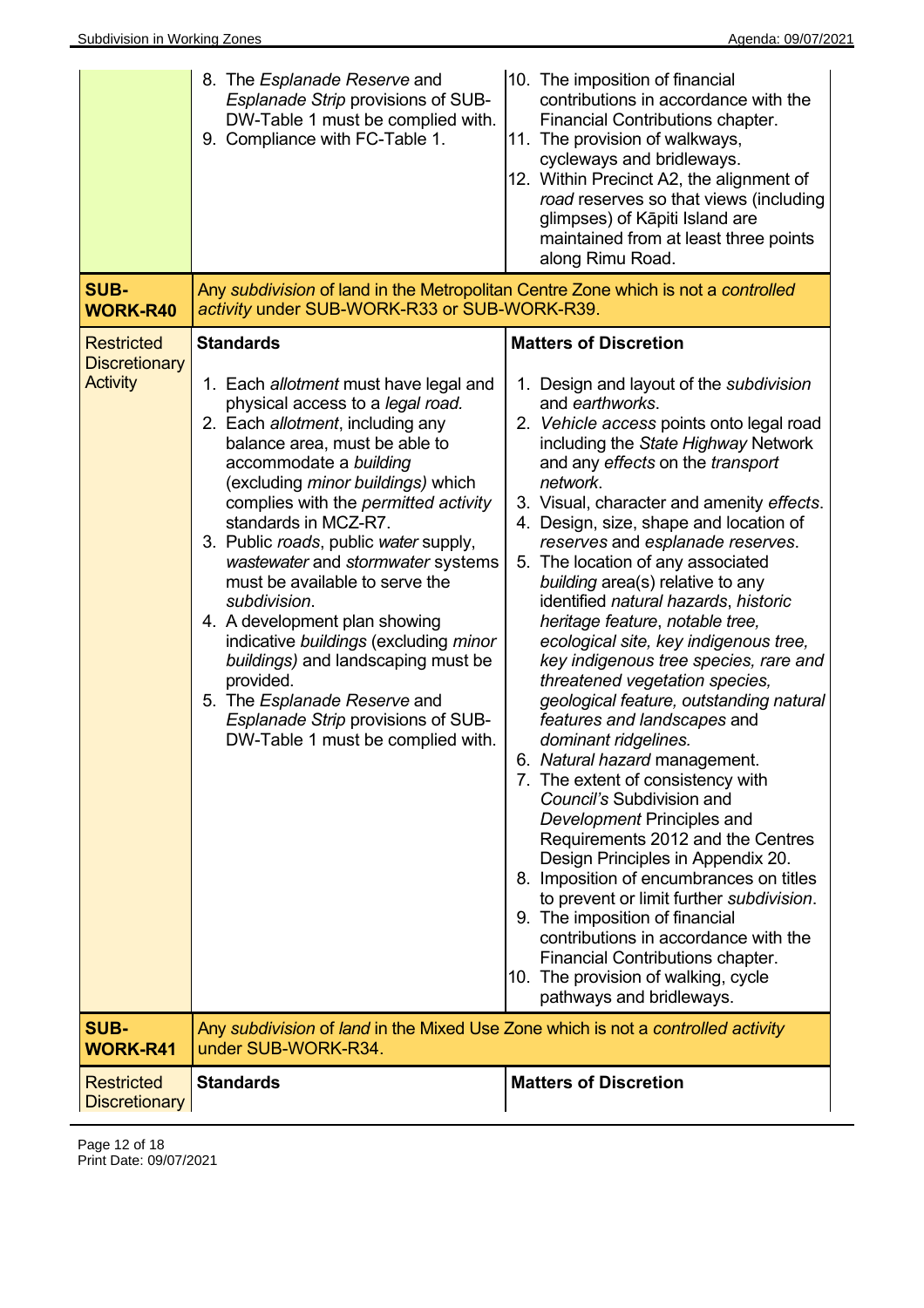| | | |
|---|---|---|
| | 8. The *Esplanade Reserve* and *Esplanade Strip* provisions of SUB-DW-Table 1 must be complied with.<br>9. Compliance with FC-Table 1. | 10. The imposition of financial contributions in accordance with the Financial Contributions chapter.<br>11. The provision of walkways, cycleways and bridleways.<br>12. Within Precinct A2, the alignment of *road* reserves so that views (including glimpses) of Kāpiti Island are maintained from at least three points along Rimu Road. |
| **SUB-WORK-R40** | Any *subdivision* of land in the Metropolitan Centre Zone which is not a *controlled activity* under SUB-WORK-R33 or SUB-WORK-R39. | |
| Restricted Discretionary Activity | **Standards**<br><br>1. Each *allotment* must have legal and physical access to a *legal road*.<br>2. Each *allotment*, including any balance area, must be able to accommodate a *building* (excluding *minor buildings)* which complies with the *permitted activity* standards in MCZ-R7.<br>3. Public *roads*, public *water* supply, *wastewater* and *stormwater* systems must be available to serve the *subdivision*.<br>4. A development plan showing indicative *buildings* (excluding *minor buildings)* and landscaping must be provided.<br>5. The *Esplanade Reserve* and *Esplanade Strip* provisions of SUB-DW-Table 1 must be complied with. | **Matters of Discretion**<br><br>1. Design and layout of the *subdivision* and *earthworks*.<br>2. *Vehicle access* points onto legal road including the *State Highway* Network and any *effects* on the *transport network*.<br>3. Visual, character and amenity *effects*.<br>4. Design, size, shape and location of *reserves* and *esplanade reserves*.<br>5. The location of any associated *building* area(s) relative to any identified *natural hazards*, *historic heritage feature*, *notable tree, ecological site, key indigenous tree, key indigenous tree species, rare and threatened vegetation species, geological feature, outstanding natural features and landscapes* and *dominant ridgelines.*<br>6. *Natural hazard* management.<br>7. The extent of consistency with *Council's* Subdivision and *Development* Principles and Requirements 2012 and the Centres Design Principles in Appendix 20.<br>8. Imposition of encumbrances on titles to prevent or limit further *subdivision*.<br>9. The imposition of financial contributions in accordance with the Financial Contributions chapter.<br>10. The provision of walking, cycle pathways and bridleways. |
| **SUB-WORK-R41** | Any *subdivision* of *land* in the Mixed Use Zone which is not a *controlled activity* under SUB-WORK-R34. | |
| Restricted Discretionary | **Standards** | **Matters of Discretion** |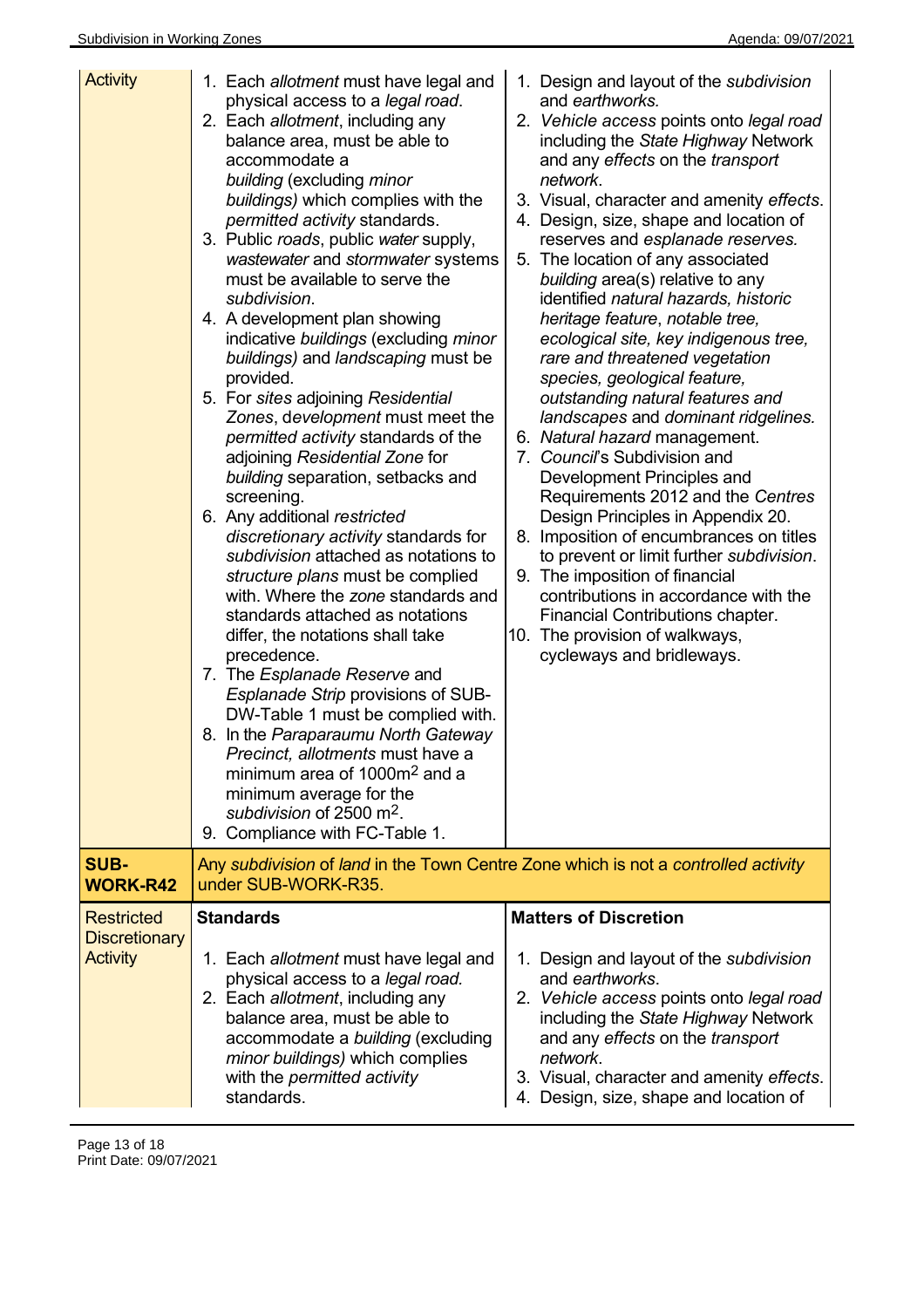| | | |
|---|---|---|
| Activity | 1. Each *allotment* must have legal and physical access to a *legal road*.<br>2. Each *allotment*, including any balance area, must be able to accommodate a *building* (excluding *minor buildings)* which complies with the *permitted activity* standards.<br>3. Public *roads*, public *water* supply, *wastewater* and *stormwater* systems must be available to serve the *subdivision*.<br>4. A development plan showing indicative *buildings* (excluding *minor buildings)* and *landscaping* must be provided.<br>5. For *sites* adjoining *Residential Zones*, d*evelopment* must meet the *permitted activity* standards of the adjoining *Residential Zone* for *building* separation, setbacks and screening.<br>6. Any additional *restricted discretionary activity* standards for *subdivision* attached as notations to *structure plans* must be complied with. Where the *zone* standards and standards attached as notations differ, the notations shall take precedence.<br>7. The *Esplanade Reserve* and *Esplanade Strip* provisions of SUB-DW-Table 1 must be complied with.<br>8. In the *Paraparaumu North Gateway Precinct, allotments* must have a minimum area of 1000m² and a minimum average for the *subdivision* of 2500 m².<br>9. Compliance with FC-Table 1. | 1. Design and layout of the *subdivision* and *earthworks.*<br>2. *Vehicle access* points onto *legal road* including the *State Highway* Network and any *effects* on the *transport network*.<br>3. Visual, character and amenity *effects*.<br>4. Design, size, shape and location of reserves and *esplanade reserves.*<br>5. The location of any associated *building* area(s) relative to any identified *natural hazards, historic heritage feature*, *notable tree, ecological site, key indigenous tree, rare and threatened vegetation species, geological feature, outstanding natural features and landscapes* and *dominant ridgelines.*<br>6. *Natural hazard* management.<br>7. *Council*'s Subdivision and Development Principles and Requirements 2012 and the *Centres* Design Principles in Appendix 20.<br>8. Imposition of encumbrances on titles to prevent or limit further *subdivision*.<br>9. The imposition of financial contributions in accordance with the Financial Contributions chapter.<br>10. The provision of walkways, cycleways and bridleways. |
| **SUB-WORK-R42** | Any *subdivision* of *land* in the Town Centre Zone which is not a *controlled activity* under SUB-WORK-R35. | |
| Restricted Discretionary Activity | **Standards**<br><br>1. Each *allotment* must have legal and physical access to a *legal road.*<br>2. Each *allotment*, including any balance area, must be able to accommodate a *building* (excluding *minor buildings)* which complies with the *permitted activity* standards. | **Matters of Discretion**<br><br>1. Design and layout of the *subdivision* and *earthworks*.<br>2. *Vehicle access* points onto *legal road* including the *State Highway* Network and any *effects* on the *transport network*.<br>3. Visual, character and amenity *effects*.<br>4. Design, size, shape and location of |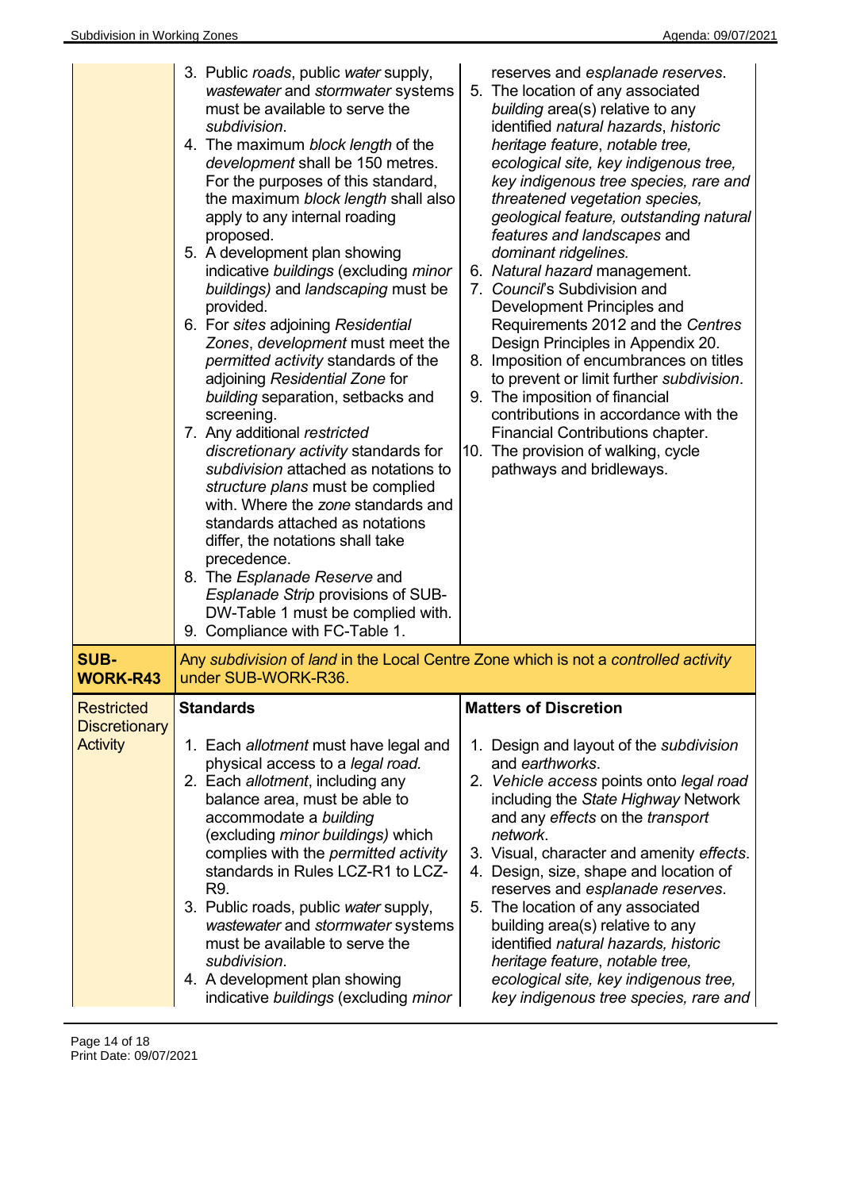| | | |
|---|---|---|
| | 3. Public *roads*, public *water* supply, *wastewater* and *stormwater* systems must be available to serve the *subdivision*.<br>4. The maximum *block length* of the *development* shall be 150 metres. For the purposes of this standard, the maximum *block length* shall also apply to any internal roading proposed.<br>5. A development plan showing indicative *buildings* (excluding *minor buildings)* and *landscaping* must be provided.<br>6. For *sites* adjoining *Residential Zones*, *development* must meet the *permitted activity* standards of the adjoining *Residential Zone* for *building* separation, setbacks and screening.<br>7. Any additional *restricted discretionary activity* standards for *subdivision* attached as notations to *structure plans* must be complied with. Where the *zone* standards and standards attached as notations differ, the notations shall take precedence.<br>8. The *Esplanade Reserve* and *Esplanade Strip* provisions of SUB-DW-Table 1 must be complied with.<br>9. Compliance with FC-Table 1. | reserves and *esplanade reserves*.<br>5. The location of any associated *building* area(s) relative to any identified *natural hazards*, *historic heritage feature*, *notable tree, ecological site, key indigenous tree, key indigenous tree species, rare and threatened vegetation species, geological feature, outstanding natural features and landscapes* and *dominant ridgelines.*<br>6. *Natural hazard* management.<br>7. *Council*'s Subdivision and Development Principles and Requirements 2012 and the *Centres* Design Principles in Appendix 20.<br>8. Imposition of encumbrances on titles to prevent or limit further *subdivision*.<br>9. The imposition of financial contributions in accordance with the Financial Contributions chapter.<br>10. The provision of walking, cycle pathways and bridleways. |
| **SUB-WORK-R43** | Any *subdivision* of *land* in the Local Centre Zone which is not a *controlled activity* under SUB-WORK-R36. | |
| Restricted Discretionary Activity | **Standards**<br><br>1. Each *allotment* must have legal and physical access to a *legal road.*<br>2. Each *allotment*, including any balance area, must be able to accommodate a *building* (excluding *minor buildings)* which complies with the *permitted activity* standards in Rules LCZ-R1 to LCZ-R9.<br>3. Public roads, public *water* supply, *wastewater* and *stormwater* systems must be available to serve the *subdivision*.<br>4. A development plan showing indicative *buildings* (excluding *minor* | **Matters of Discretion**<br><br>1. Design and layout of the *subdivision* and *earthworks*.<br>2. *Vehicle access* points onto *legal road* including the *State Highway* Network and any *effects* on the *transport network*.<br>3. Visual, character and amenity *effects*.<br>4. Design, size, shape and location of reserves and *esplanade reserves*.<br>5. The location of any associated building area(s) relative to any identified *natural hazards, historic heritage feature*, *notable tree, ecological site, key indigenous tree, key indigenous tree species, rare and* |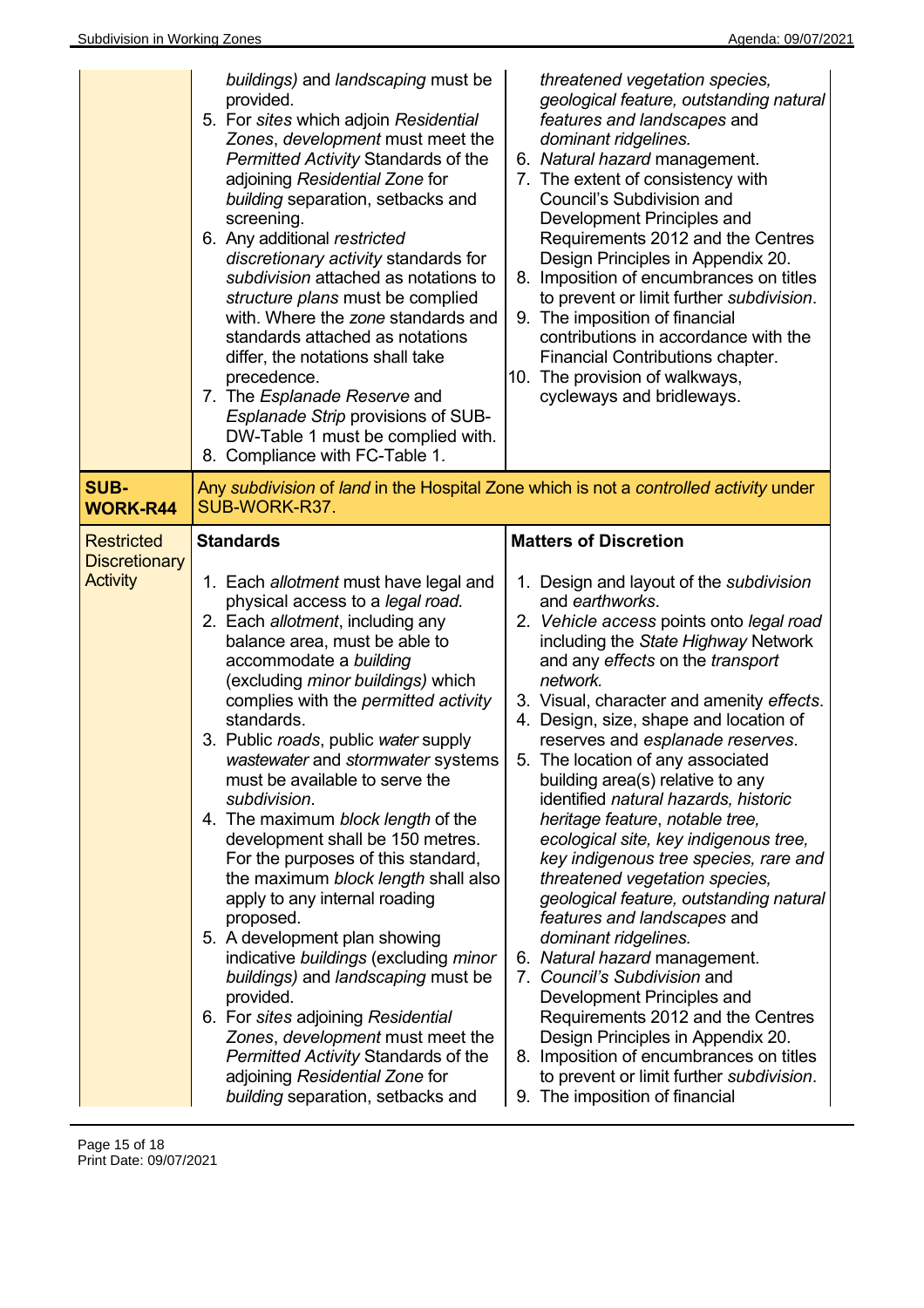| | | |
|---|---|---|
| | *buildings)* and *landscaping* must be provided.<br>5. For *sites* which adjoin *Residential Zones*, *development* must meet the *Permitted Activity* Standards of the adjoining *Residential Zone* for *building* separation, setbacks and screening.<br>6. Any additional *restricted discretionary activity* standards for *subdivision* attached as notations to *structure plans* must be complied with. Where the *zone* standards and standards attached as notations differ, the notations shall take precedence.<br>7. The *Esplanade Reserve* and *Esplanade Strip* provisions of SUB-DW-Table 1 must be complied with.<br>8. Compliance with FC-Table 1. | *threatened vegetation species, geological feature, outstanding natural features and landscapes* and *dominant ridgelines.*<br>6. *Natural hazard* management.<br>7. The extent of consistency with Council's Subdivision and Development Principles and Requirements 2012 and the Centres Design Principles in Appendix 20.<br>8. Imposition of encumbrances on titles to prevent or limit further *subdivision*.<br>9. The imposition of financial contributions in accordance with the Financial Contributions chapter.<br>10. The provision of walkways, cycleways and bridleways. |
| **SUB-WORK-R44** | Any *subdivision* of *land* in the Hospital Zone which is not a *controlled activity* under SUB-WORK-R37. | |
| Restricted Discretionary Activity | **Standards**<br><br>1. Each *allotment* must have legal and physical access to a *legal road.*<br>2. Each *allotment*, including any balance area, must be able to accommodate a *building* (excluding *minor buildings)* which complies with the *permitted activity* standards.<br>3. Public *roads*, public *water* supply *wastewater* and *stormwater* systems must be available to serve the *subdivision*.<br>4. The maximum *block length* of the development shall be 150 metres. For the purposes of this standard, the maximum *block length* shall also apply to any internal roading proposed.<br>5. A development plan showing indicative *buildings* (excluding *minor buildings)* and *landscaping* must be provided.<br>6. For *sites* adjoining *Residential Zones*, *development* must meet the *Permitted Activity* Standards of the adjoining *Residential Zone* for *building* separation, setbacks and | **Matters of Discretion**<br><br>1. Design and layout of the *subdivision* and *earthworks*.<br>2. *Vehicle access* points onto *legal road* including the *State Highway* Network and any *effects* on the *transport network.*<br>3. Visual, character and amenity *effects*.<br>4. Design, size, shape and location of reserves and *esplanade reserves*.<br>5. The location of any associated building area(s) relative to any identified *natural hazards, historic heritage feature*, *notable tree, ecological site, key indigenous tree, key indigenous tree species, rare and threatened vegetation species, geological feature, outstanding natural features and landscapes* and *dominant ridgelines.*<br>6. *Natural hazard* management.<br>7. *Council's Subdivision* and Development Principles and Requirements 2012 and the Centres Design Principles in Appendix 20.<br>8. Imposition of encumbrances on titles to prevent or limit further *subdivision*.<br>9. The imposition of financial |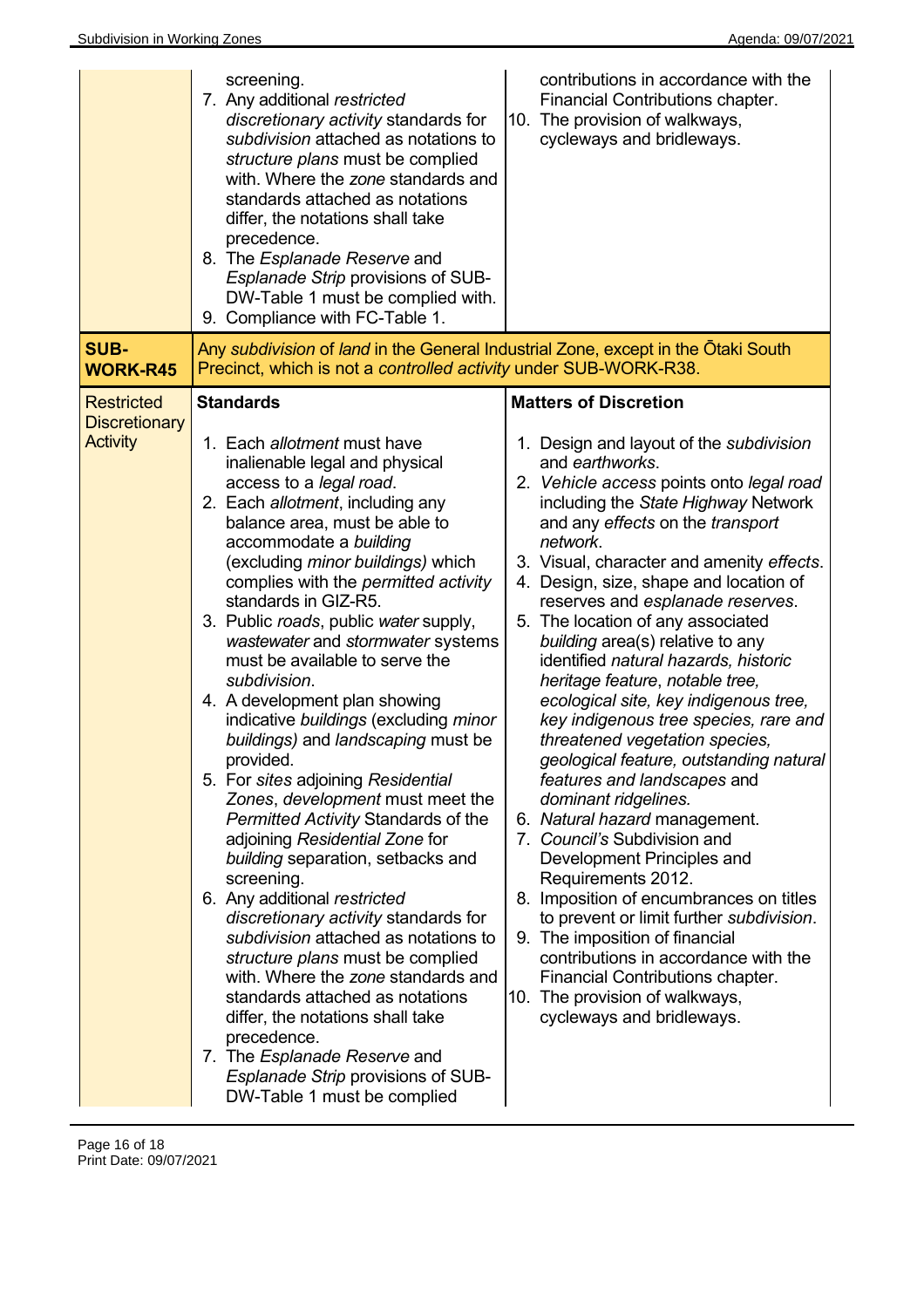| | | |
|---|---|---|
| | screening.<br>7. Any additional *restricted discretionary activity* standards for *subdivision* attached as notations to *structure plans* must be complied with. Where the *zone* standards and standards attached as notations differ, the notations shall take precedence.<br>8. The *Esplanade Reserve* and *Esplanade Strip* provisions of SUB-DW-Table 1 must be complied with.<br>9. Compliance with FC-Table 1. | contributions in accordance with the Financial Contributions chapter.<br>10. The provision of walkways, cycleways and bridleways. |
| **SUB-WORK-R45** | Any *subdivision* of *land* in the General Industrial Zone, except in the Ōtaki South Precinct, which is not a *controlled activity* under SUB-WORK-R38. | |
| Restricted Discretionary Activity | **Standards**<br><br>1. Each *allotment* must have inalienable legal and physical access to a *legal road*.<br>2. Each *allotment*, including any balance area, must be able to accommodate a *building* (excluding *minor buildings)* which complies with the *permitted activity* standards in GIZ-R5.<br>3. Public *roads*, public *water* supply, *wastewater* and *stormwater* systems must be available to serve the *subdivision*.<br>4. A development plan showing indicative *buildings* (excluding *minor buildings)* and *landscaping* must be provided.<br>5. For *sites* adjoining *Residential Zones*, *development* must meet the *Permitted Activity* Standards of the adjoining *Residential Zone* for *building* separation, setbacks and screening.<br>6. Any additional *restricted discretionary activity* standards for *subdivision* attached as notations to *structure plans* must be complied with. Where the *zone* standards and standards attached as notations differ, the notations shall take precedence.<br>7. The *Esplanade Reserve* and *Esplanade Strip* provisions of SUB-DW-Table 1 must be complied | **Matters of Discretion**<br><br>1. Design and layout of the *subdivision* and *earthworks*.<br>2. *Vehicle access* points onto *legal road* including the *State Highway* Network and any *effects* on the *transport network*.<br>3. Visual, character and amenity *effects*.<br>4. Design, size, shape and location of reserves and *esplanade reserves*.<br>5. The location of any associated *building* area(s) relative to any identified *natural hazards, historic heritage feature*, *notable tree, ecological site, key indigenous tree, key indigenous tree species, rare and threatened vegetation species, geological feature, outstanding natural features and landscapes* and *dominant ridgelines.*<br>6. *Natural hazard* management.<br>7. *Council's* Subdivision and Development Principles and Requirements 2012.<br>8. Imposition of encumbrances on titles to prevent or limit further *subdivision*.<br>9. The imposition of financial contributions in accordance with the Financial Contributions chapter.<br>10. The provision of walkways, cycleways and bridleways. |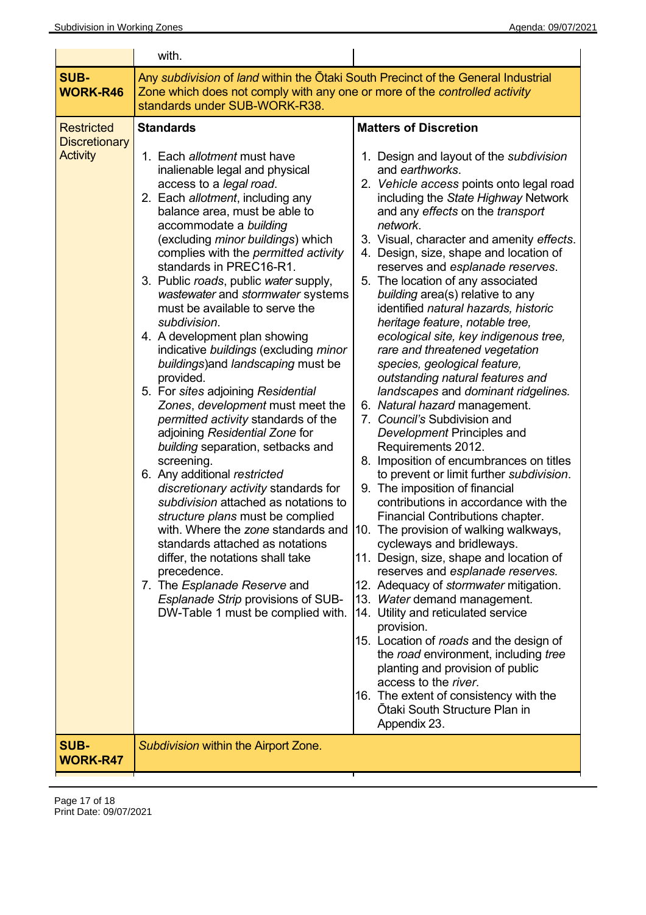| | | |
|---|---|---|
| | with. | |
| **SUB-WORK-R46** | Any *subdivision* of *land* within the Ōtaki South Precinct of the General Industrial Zone which does not comply with any one or more of the *controlled activity* standards under SUB-WORK-R38. | |
| Restricted Discretionary Activity | **Standards**<br><br>1. Each *allotment* must have inalienable legal and physical access to a *legal road*.<br>2. Each *allotment*, including any balance area, must be able to accommodate a *building* (excluding *minor buildings*) which complies with the *permitted activity* standards in PREC16-R1.<br>3. Public *roads*, public *water* supply, *wastewater* and *stormwater* systems must be available to serve the *subdivision*.<br>4. A development plan showing indicative *buildings* (excluding *minor buildings*)and *landscaping* must be provided.<br>5. For *sites* adjoining *Residential Zones*, *development* must meet the *permitted activity* standards of the adjoining *Residential Zone* for *building* separation, setbacks and screening.<br>6. Any additional *restricted discretionary activity* standards for *subdivision* attached as notations to *structure plans* must be complied with. Where the *zone* standards and standards attached as notations differ, the notations shall take precedence.<br>7. The *Esplanade Reserve* and *Esplanade Strip* provisions of SUB-DW-Table 1 must be complied with. | **Matters of Discretion**<br><br>1. Design and layout of the *subdivision* and *earthworks*.<br>2. *Vehicle access* points onto legal road including the *State Highway* Network and any *effects* on the *transport network*.<br>3. Visual, character and amenity *effects*.<br>4. Design, size, shape and location of reserves and *esplanade reserves*.<br>5. The location of any associated *building* area(s) relative to any identified *natural hazards, historic heritage feature*, *notable tree, ecological site, key indigenous tree, rare and threatened vegetation species, geological feature, outstanding natural features and landscapes* and *dominant ridgelines.*<br>6. *Natural hazard* management.<br>7. *Council's* Subdivision and *Development* Principles and Requirements 2012.<br>8. Imposition of encumbrances on titles to prevent or limit further *subdivision*.<br>9. The imposition of financial contributions in accordance with the Financial Contributions chapter.<br>10. The provision of walking walkways, cycleways and bridleways.<br>11. Design, size, shape and location of reserves and *esplanade reserves.*<br>12. Adequacy of *stormwater* mitigation.<br>13. *Water* demand management.<br>14. Utility and reticulated service provision.<br>15. Location of *roads* and the design of the *road* environment, including *tree* planting and provision of public access to the *river*.<br>16. The extent of consistency with the Ōtaki South Structure Plan in Appendix 23. |
| **SUB-WORK-R47** | *Subdivision* within the Airport Zone. | |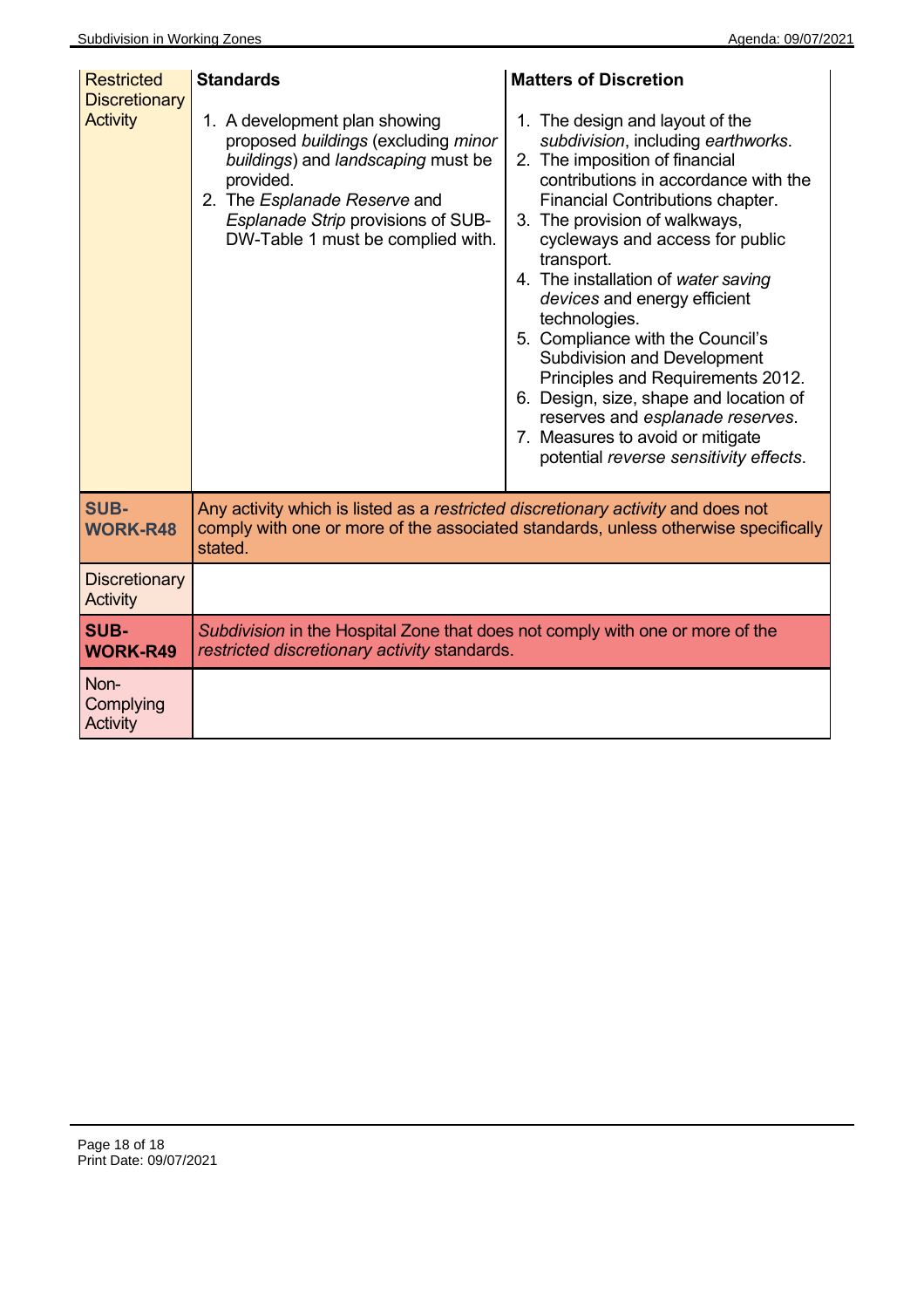| | | |
|---|---|---|
| Restricted Discretionary Activity | **Standards**<br><br>1. A development plan showing proposed *buildings* (excluding *minor buildings*) and *landscaping* must be provided.<br>2. The *Esplanade Reserve* and *Esplanade Strip* provisions of SUB-DW-Table 1 must be complied with. | **Matters of Discretion**<br><br>1. The design and layout of the *subdivision*, including *earthworks*.<br>2. The imposition of financial contributions in accordance with the Financial Contributions chapter.<br>3. The provision of walkways, cycleways and access for public transport.<br>4. The installation of *water saving devices* and energy efficient technologies.<br>5. Compliance with the Council's Subdivision and Development Principles and Requirements 2012.<br>6. Design, size, shape and location of reserves and *esplanade reserves*.<br>7. Measures to avoid or mitigate potential *reverse sensitivity effects*. |
| **SUB-WORK-R48** | Any activity which is listed as a *restricted discretionary activity* and does not comply with one or more of the associated standards, unless otherwise specifically stated. | |
| Discretionary Activity | | |
| **SUB-WORK-R49** | *Subdivision* in the Hospital Zone that does not comply with one or more of the *restricted discretionary activity* standards. | |
| Non-Complying Activity | | |